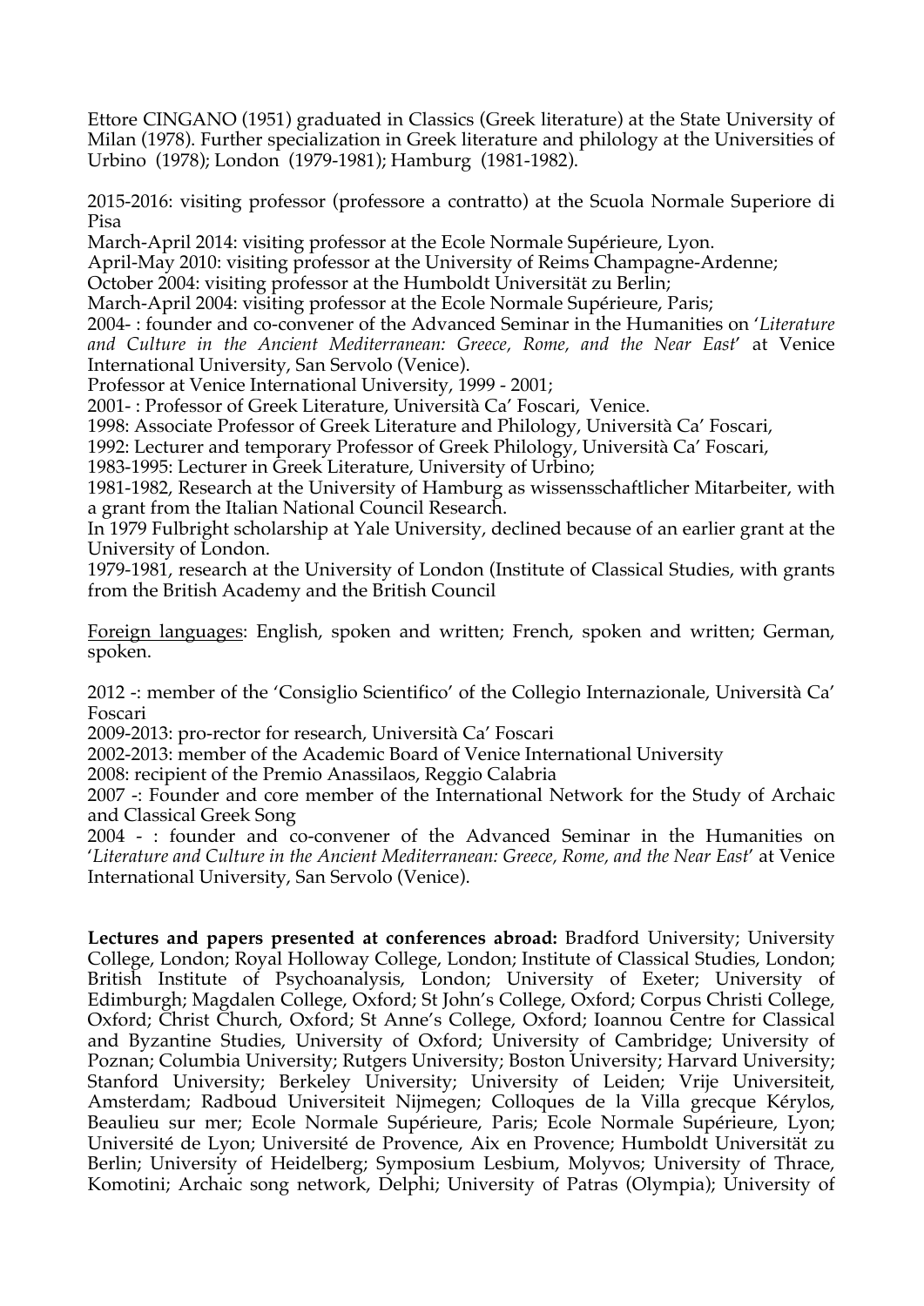Ettore CINGANO (1951) graduated in Classics (Greek literature) at the State University of Milan (1978). Further specialization in Greek literature and philology at the Universities of Urbino (1978); London (1979-1981); Hamburg (1981-1982).

2015-2016: visiting professor (professore a contratto) at the Scuola Normale Superiore di Pisa
March-April 2014: visiting professor at the Ecole Normale Supérieure, Lyon.
April-May 2010: visiting professor at the University of Reims Champagne-Ardenne;
October 2004: visiting professor at the Humboldt Universität zu Berlin;
March-April 2004: visiting professor at the Ecole Normale Supérieure, Paris;
2004- : founder and co-convener of the Advanced Seminar in the Humanities on '*Literature and Culture in the Ancient Mediterranean: Greece, Rome, and the Near East*' at Venice International University, San Servolo (Venice).
Professor at Venice International University, 1999 - 2001;
2001- : Professor of Greek Literature, Università Ca' Foscari, Venice.
1998: Associate Professor of Greek Literature and Philology, Università Ca' Foscari,
1992: Lecturer and temporary Professor of Greek Philology, Università Ca' Foscari,
1983-1995: Lecturer in Greek Literature, University of Urbino;
1981-1982, Research at the University of Hamburg as wissensschaftlicher Mitarbeiter, with a grant from the Italian National Council Research.
In 1979 Fulbright scholarship at Yale University, declined because of an earlier grant at the University of London.
1979-1981, research at the University of London (Institute of Classical Studies, with grants from the British Academy and the British Council

Foreign languages: English, spoken and written; French, spoken and written; German, spoken.

2012 -: member of the 'Consiglio Scientifico' of the Collegio Internazionale, Università Ca' Foscari
2009-2013: pro-rector for research, Università Ca' Foscari
2002-2013: member of the Academic Board of Venice International University
2008: recipient of the Premio Anassilaos, Reggio Calabria
2007 -: Founder and core member of the International Network for the Study of Archaic and Classical Greek Song
2004 - : founder and co-convener of the Advanced Seminar in the Humanities on '*Literature and Culture in the Ancient Mediterranean: Greece, Rome, and the Near East*' at Venice International University, San Servolo (Venice).

**Lectures and papers presented at conferences abroad:** Bradford University; University College, London; Royal Holloway College, London; Institute of Classical Studies, London; British Institute of Psychoanalysis, London; University of Exeter; University of Edimburgh; Magdalen College, Oxford; St John's College, Oxford; Corpus Christi College, Oxford; Christ Church, Oxford; St Anne's College, Oxford; Ioannou Centre for Classical and Byzantine Studies, University of Oxford; University of Cambridge; University of Poznan; Columbia University; Rutgers University; Boston University; Harvard University; Stanford University; Berkeley University; University of Leiden; Vrije Universiteit, Amsterdam; Radboud Universiteit Nijmegen; Colloques de la Villa grecque Kérylos, Beaulieu sur mer; Ecole Normale Supérieure, Paris; Ecole Normale Supérieure, Lyon; Université de Lyon; Université de Provence, Aix en Provence; Humboldt Universität zu Berlin; University of Heidelberg; Symposium Lesbium, Molyvos; University of Thrace, Komotini; Archaic song network, Delphi; University of Patras (Olympia); University of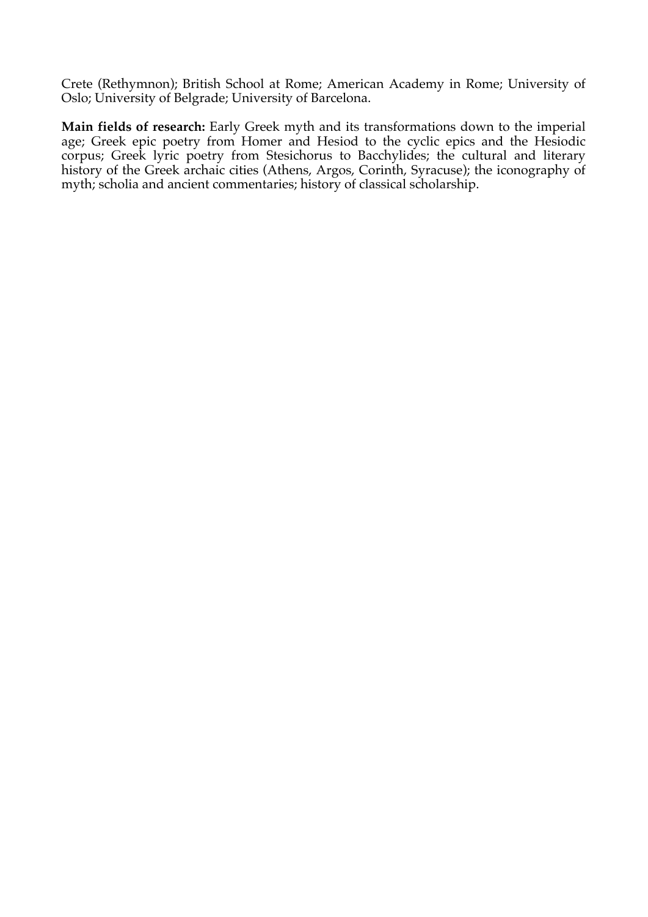Crete (Rethymnon); British School at Rome; American Academy in Rome; University of Oslo; University of Belgrade; University of Barcelona.

**Main fields of research:** Early Greek myth and its transformations down to the imperial age; Greek epic poetry from Homer and Hesiod to the cyclic epics and the Hesiodic corpus; Greek lyric poetry from Stesichorus to Bacchylides; the cultural and literary history of the Greek archaic cities (Athens, Argos, Corinth, Syracuse); the iconography of myth; scholia and ancient commentaries; history of classical scholarship.